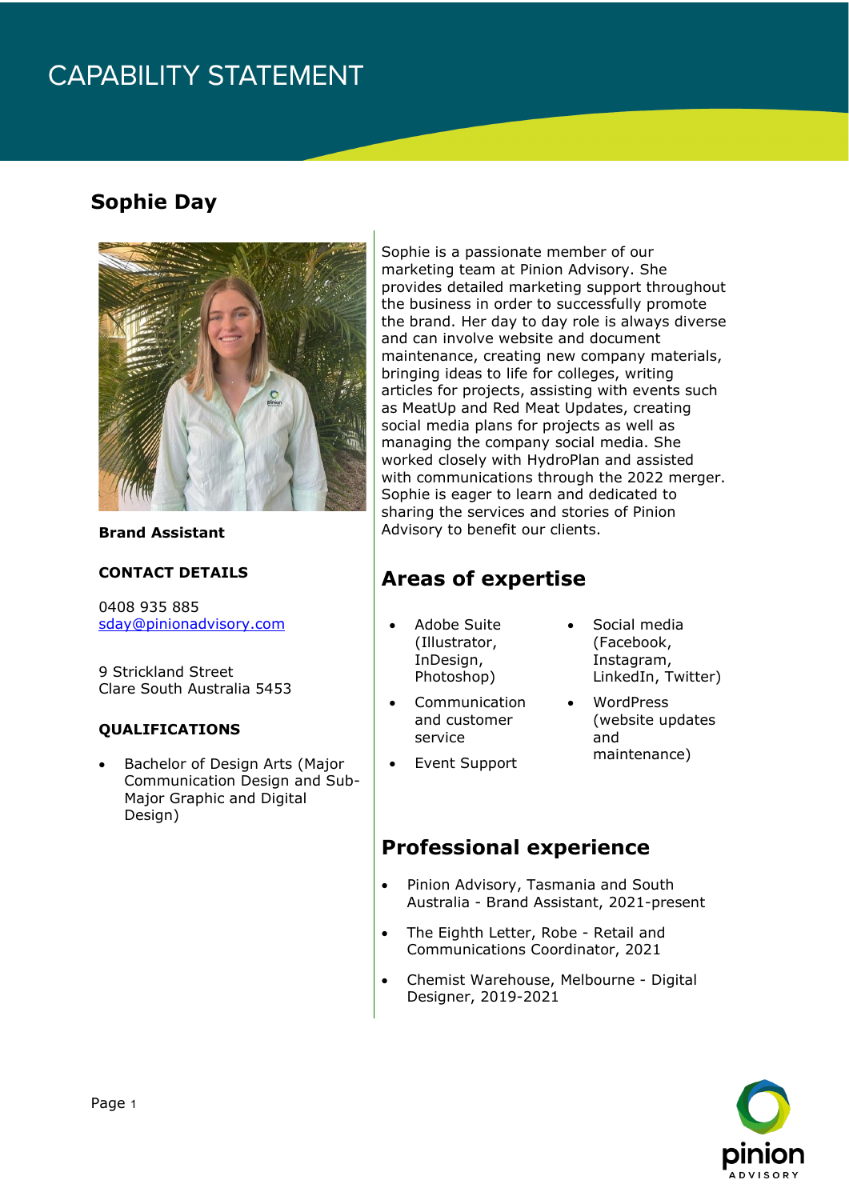# CAPABILITY STATEMENT

## Sophie Day

**Brand Assistant**

**CONTACT DETAILS**

0408 935 885
sday@pinionadvisory.com

9 Strickland Street
Clare South Australia 5453

**QUALIFICATIONS**

- Bachelor of Design Arts (Major Communication Design and Sub-Major Graphic and Digital Design)

Sophie is a passionate member of our marketing team at Pinion Advisory. She provides detailed marketing support throughout the business in order to successfully promote the brand. Her day to day role is always diverse and can involve website and document maintenance, creating new company materials, bringing ideas to life for colleges, writing articles for projects, assisting with events such as MeatUp and Red Meat Updates, creating social media plans for projects as well as managing the company social media. She worked closely with HydroPlan and assisted with communications through the 2022 merger. Sophie is eager to learn and dedicated to sharing the services and stories of Pinion Advisory to benefit our clients.

## Areas of expertise

- Adobe Suite (Illustrator, InDesign, Photoshop)
- Communication and customer service
- Event Support
- Social media (Facebook, Instagram, LinkedIn, Twitter)
- WordPress (website updates and maintenance)

## Professional experience

- Pinion Advisory, Tasmania and South Australia - Brand Assistant, 2021-present
- The Eighth Letter, Robe - Retail and Communications Coordinator, 2021
- Chemist Warehouse, Melbourne - Digital Designer, 2019-2021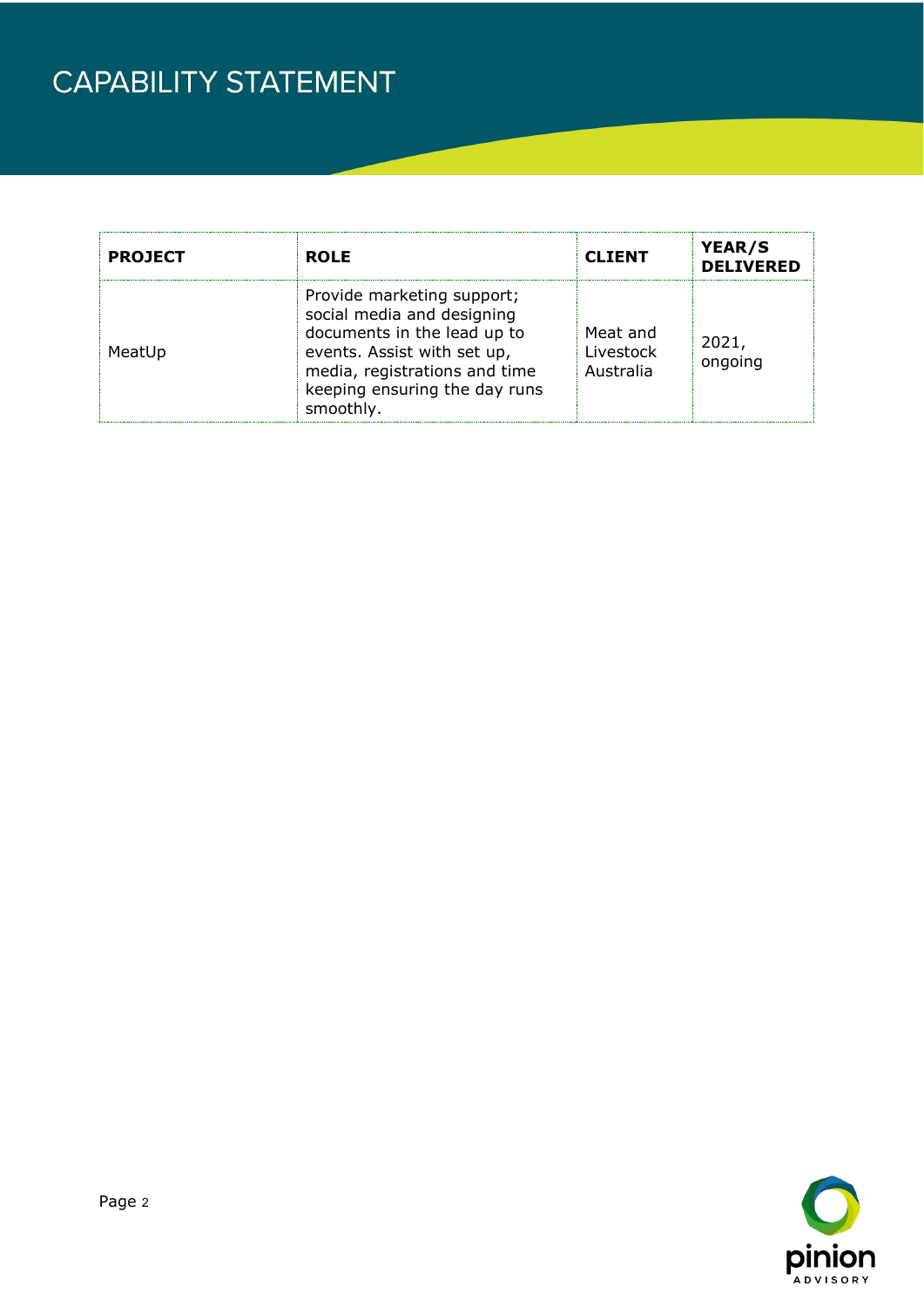# CAPABILITY STATEMENT

| PROJECT | ROLE | CLIENT | YEAR/S DELIVERED |
|---|---|---|---|
| MeatUp | Provide marketing support; social media and designing documents in the lead up to events. Assist with set up, media, registrations and time keeping ensuring the day runs smoothly. | Meat and Livestock Australia | 2021, ongoing |